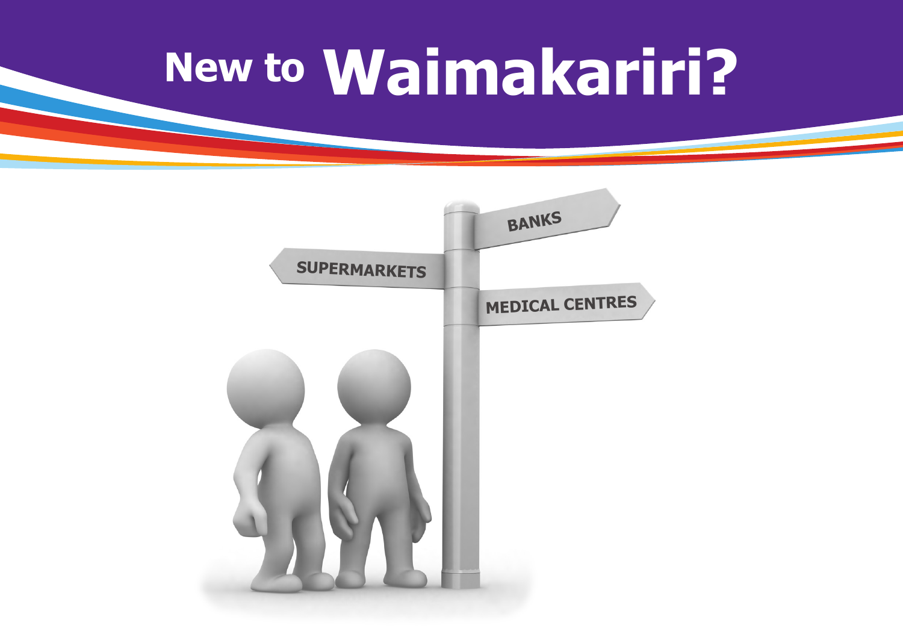# New to Waimakariri?

BANKS

SUPERMARKETS

MEDICAL CENTRES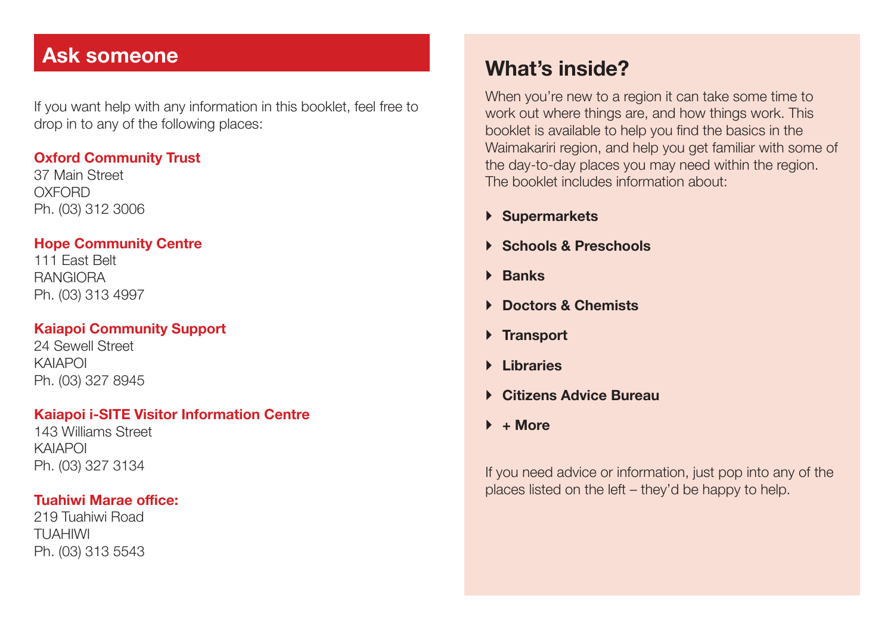## Ask someone

If you want help with any information in this booklet, feel free to drop in to any of the following places:

**Oxford Community Trust**
37 Main Street
OXFORD
Ph. (03) 312 3006

**Hope Community Centre**
111 East Belt
RANGIORA
Ph. (03) 313 4997

**Kaiapoi Community Support**
24 Sewell Street
KAIAPOI
Ph. (03) 327 8945

**Kaiapoi i-SITE Visitor Information Centre**
143 Williams Street
KAIAPOI
Ph. (03) 327 3134

**Tuahiwi Marae office:**
219 Tuahiwi Road
TUAHIWI
Ph. (03) 313 5543

## What's inside?

When you're new to a region it can take some time to work out where things are, and how things work. This booklet is available to help you find the basics in the Waimakariri region, and help you get familiar with some of the day-to-day places you may need within the region. The booklet includes information about:

- **Supermarkets**
- **Schools & Preschools**
- **Banks**
- **Doctors & Chemists**
- **Transport**
- **Libraries**
- **Citizens Advice Bureau**
- **+ More**

If you need advice or information, just pop into any of the places listed on the left – they'd be happy to help.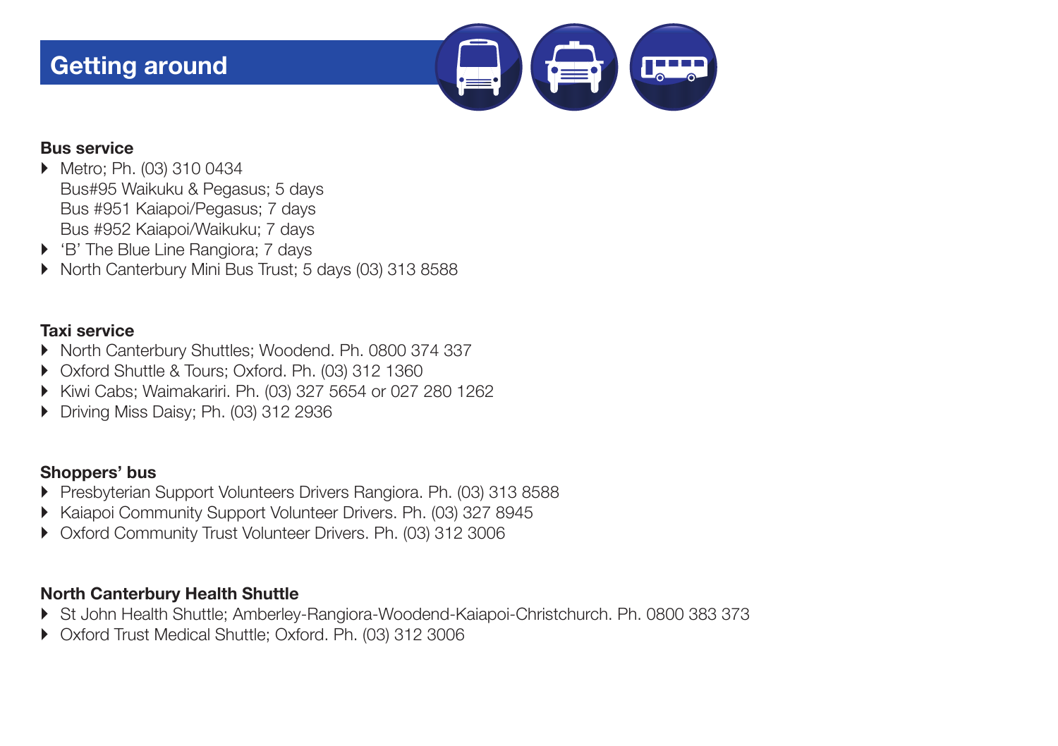## Getting around

**Bus service**

- Metro; Ph. (03) 310 0434
  Bus#95 Waikuku & Pegasus; 5 days
  Bus #951 Kaiapoi/Pegasus; 7 days
  Bus #952 Kaiapoi/Waikuku; 7 days
- 'B' The Blue Line Rangiora; 7 days
- North Canterbury Mini Bus Trust; 5 days (03) 313 8588

**Taxi service**

- North Canterbury Shuttles; Woodend. Ph. 0800 374 337
- Oxford Shuttle & Tours; Oxford. Ph. (03) 312 1360
- Kiwi Cabs; Waimakariri. Ph. (03) 327 5654 or 027 280 1262
- Driving Miss Daisy; Ph. (03) 312 2936

**Shoppers' bus**

- Presbyterian Support Volunteers Drivers Rangiora. Ph. (03) 313 8588
- Kaiapoi Community Support Volunteer Drivers. Ph. (03) 327 8945
- Oxford Community Trust Volunteer Drivers. Ph. (03) 312 3006

**North Canterbury Health Shuttle**

- St John Health Shuttle; Amberley-Rangiora-Woodend-Kaiapoi-Christchurch. Ph. 0800 383 373
- Oxford Trust Medical Shuttle; Oxford. Ph. (03) 312 3006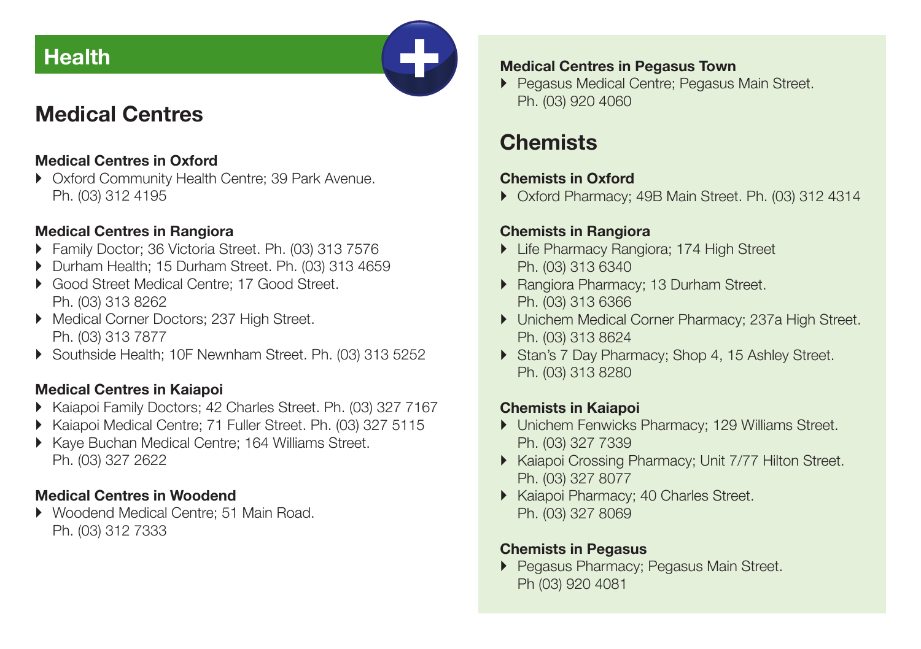# Health

## Medical Centres

### Medical Centres in Oxford

- Oxford Community Health Centre; 39 Park Avenue. Ph. (03) 312 4195

### Medical Centres in Rangiora

- Family Doctor; 36 Victoria Street. Ph. (03) 313 7576
- Durham Health; 15 Durham Street. Ph. (03) 313 4659
- Good Street Medical Centre; 17 Good Street. Ph. (03) 313 8262
- Medical Corner Doctors; 237 High Street. Ph. (03) 313 7877
- Southside Health; 10F Newnham Street. Ph. (03) 313 5252

### Medical Centres in Kaiapoi

- Kaiapoi Family Doctors; 42 Charles Street. Ph. (03) 327 7167
- Kaiapoi Medical Centre; 71 Fuller Street. Ph. (03) 327 5115
- Kaye Buchan Medical Centre; 164 Williams Street. Ph. (03) 327 2622

### Medical Centres in Woodend

- Woodend Medical Centre; 51 Main Road. Ph. (03) 312 7333

### Medical Centres in Pegasus Town

- Pegasus Medical Centre; Pegasus Main Street. Ph. (03) 920 4060

## Chemists

### Chemists in Oxford

- Oxford Pharmacy; 49B Main Street. Ph. (03) 312 4314

### Chemists in Rangiora

- Life Pharmacy Rangiora; 174 High Street Ph. (03) 313 6340
- Rangiora Pharmacy; 13 Durham Street. Ph. (03) 313 6366
- Unichem Medical Corner Pharmacy; 237a High Street. Ph. (03) 313 8624
- Stan's 7 Day Pharmacy; Shop 4, 15 Ashley Street. Ph. (03) 313 8280

### Chemists in Kaiapoi

- Unichem Fenwicks Pharmacy; 129 Williams Street. Ph. (03) 327 7339
- Kaiapoi Crossing Pharmacy; Unit 7/77 Hilton Street. Ph. (03) 327 8077
- Kaiapoi Pharmacy; 40 Charles Street. Ph. (03) 327 8069

### Chemists in Pegasus

- Pegasus Pharmacy; Pegasus Main Street. Ph (03) 920 4081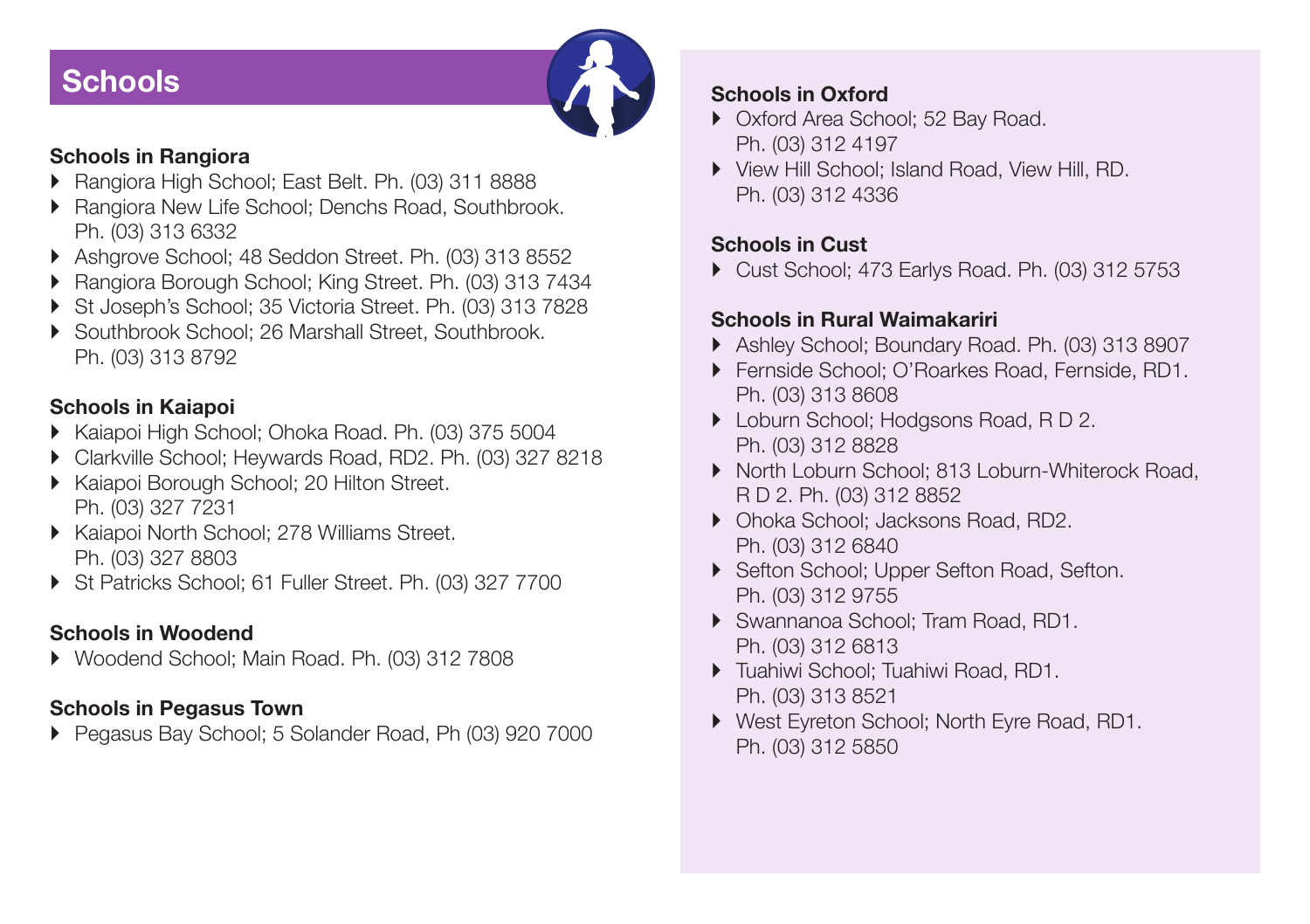# Schools

### Schools in Rangiora

- Rangiora High School; East Belt. Ph. (03) 311 8888
- Rangiora New Life School; Denchs Road, Southbrook. Ph. (03) 313 6332
- Ashgrove School; 48 Seddon Street. Ph. (03) 313 8552
- Rangiora Borough School; King Street. Ph. (03) 313 7434
- St Joseph's School; 35 Victoria Street. Ph. (03) 313 7828
- Southbrook School; 26 Marshall Street, Southbrook. Ph. (03) 313 8792

### Schools in Kaiapoi

- Kaiapoi High School; Ohoka Road. Ph. (03) 375 5004
- Clarkville School; Heywards Road, RD2. Ph. (03) 327 8218
- Kaiapoi Borough School; 20 Hilton Street. Ph. (03) 327 7231
- Kaiapoi North School; 278 Williams Street. Ph. (03) 327 8803
- St Patricks School; 61 Fuller Street. Ph. (03) 327 7700

### Schools in Woodend

- Woodend School; Main Road. Ph. (03) 312 7808

### Schools in Pegasus Town

- Pegasus Bay School; 5 Solander Road, Ph (03) 920 7000

### Schools in Oxford

- Oxford Area School; 52 Bay Road. Ph. (03) 312 4197
- View Hill School; Island Road, View Hill, RD. Ph. (03) 312 4336

### Schools in Cust

- Cust School; 473 Earlys Road. Ph. (03) 312 5753

### Schools in Rural Waimakariri

- Ashley School; Boundary Road. Ph. (03) 313 8907
- Fernside School; O'Roarkes Road, Fernside, RD1. Ph. (03) 313 8608
- Loburn School; Hodgsons Road, R D 2. Ph. (03) 312 8828
- North Loburn School; 813 Loburn-Whiterock Road, R D 2. Ph. (03) 312 8852
- Ohoka School; Jacksons Road, RD2. Ph. (03) 312 6840
- Sefton School; Upper Sefton Road, Sefton. Ph. (03) 312 9755
- Swannanoa School; Tram Road, RD1. Ph. (03) 312 6813
- Tuahiwi School; Tuahiwi Road, RD1. Ph. (03) 313 8521
- West Eyreton School; North Eyre Road, RD1. Ph. (03) 312 5850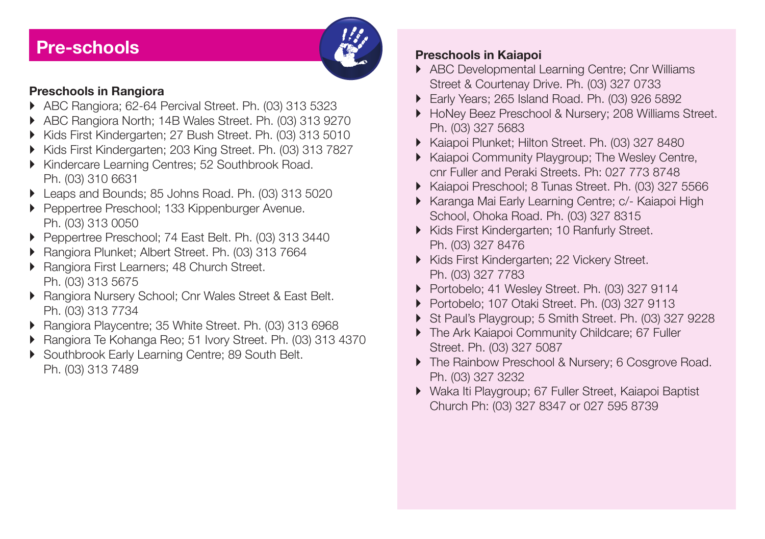# Pre-schools

### Preschools in Rangiora

- ABC Rangiora; 62-64 Percival Street. Ph. (03) 313 5323
- ABC Rangiora North; 14B Wales Street. Ph. (03) 313 9270
- Kids First Kindergarten; 27 Bush Street. Ph. (03) 313 5010
- Kids First Kindergarten; 203 King Street. Ph. (03) 313 7827
- Kindercare Learning Centres; 52 Southbrook Road. Ph. (03) 310 6631
- Leaps and Bounds; 85 Johns Road. Ph. (03) 313 5020
- Peppertree Preschool; 133 Kippenburger Avenue. Ph. (03) 313 0050
- Peppertree Preschool; 74 East Belt. Ph. (03) 313 3440
- Rangiora Plunket; Albert Street. Ph. (03) 313 7664
- Rangiora First Learners; 48 Church Street. Ph. (03) 313 5675
- Rangiora Nursery School; Cnr Wales Street & East Belt. Ph. (03) 313 7734
- Rangiora Playcentre; 35 White Street. Ph. (03) 313 6968
- Rangiora Te Kohanga Reo; 51 Ivory Street. Ph. (03) 313 4370
- Southbrook Early Learning Centre; 89 South Belt. Ph. (03) 313 7489

### Preschools in Kaiapoi

- ABC Developmental Learning Centre; Cnr Williams Street & Courtenay Drive. Ph. (03) 327 0733
- Early Years; 265 Island Road. Ph. (03) 926 5892
- HoNey Beez Preschool & Nursery; 208 Williams Street. Ph. (03) 327 5683
- Kaiapoi Plunket; Hilton Street. Ph. (03) 327 8480
- Kaiapoi Community Playgroup; The Wesley Centre, cnr Fuller and Peraki Streets. Ph: 027 773 8748
- Kaiapoi Preschool; 8 Tunas Street. Ph. (03) 327 5566
- Karanga Mai Early Learning Centre; c/- Kaiapoi High School, Ohoka Road. Ph. (03) 327 8315
- Kids First Kindergarten; 10 Ranfurly Street. Ph. (03) 327 8476
- Kids First Kindergarten; 22 Vickery Street. Ph. (03) 327 7783
- Portobelo; 41 Wesley Street. Ph. (03) 327 9114
- Portobelo; 107 Otaki Street. Ph. (03) 327 9113
- St Paul's Playgroup; 5 Smith Street. Ph. (03) 327 9228
- The Ark Kaiapoi Community Childcare; 67 Fuller Street. Ph. (03) 327 5087
- The Rainbow Preschool & Nursery; 6 Cosgrove Road. Ph. (03) 327 3232
- Waka Iti Playgroup; 67 Fuller Street, Kaiapoi Baptist Church Ph: (03) 327 8347 or 027 595 8739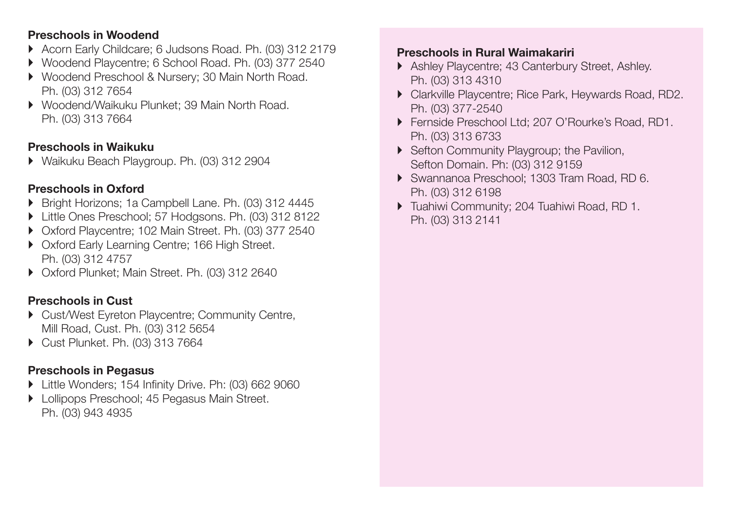### Preschools in Woodend

- Acorn Early Childcare; 6 Judsons Road. Ph. (03) 312 2179
- Woodend Playcentre; 6 School Road. Ph. (03) 377 2540
- Woodend Preschool & Nursery; 30 Main North Road. Ph. (03) 312 7654
- Woodend/Waikuku Plunket; 39 Main North Road. Ph. (03) 313 7664

### Preschools in Waikuku

- Waikuku Beach Playgroup. Ph. (03) 312 2904

### Preschools in Oxford

- Bright Horizons; 1a Campbell Lane. Ph. (03) 312 4445
- Little Ones Preschool; 57 Hodgsons. Ph. (03) 312 8122
- Oxford Playcentre; 102 Main Street. Ph. (03) 377 2540
- Oxford Early Learning Centre; 166 High Street. Ph. (03) 312 4757
- Oxford Plunket; Main Street. Ph. (03) 312 2640

### Preschools in Cust

- Cust/West Eyreton Playcentre; Community Centre, Mill Road, Cust. Ph. (03) 312 5654
- Cust Plunket. Ph. (03) 313 7664

### Preschools in Pegasus

- Little Wonders; 154 Infinity Drive. Ph: (03) 662 9060
- Lollipops Preschool; 45 Pegasus Main Street. Ph. (03) 943 4935

### Preschools in Rural Waimakariri

- Ashley Playcentre; 43 Canterbury Street, Ashley. Ph. (03) 313 4310
- Clarkville Playcentre; Rice Park, Heywards Road, RD2. Ph. (03) 377-2540
- Fernside Preschool Ltd; 207 O'Rourke's Road, RD1. Ph. (03) 313 6733
- Sefton Community Playgroup; the Pavilion, Sefton Domain. Ph: (03) 312 9159
- Swannanoa Preschool; 1303 Tram Road, RD 6. Ph. (03) 312 6198
- Tuahiwi Community; 204 Tuahiwi Road, RD 1. Ph. (03) 313 2141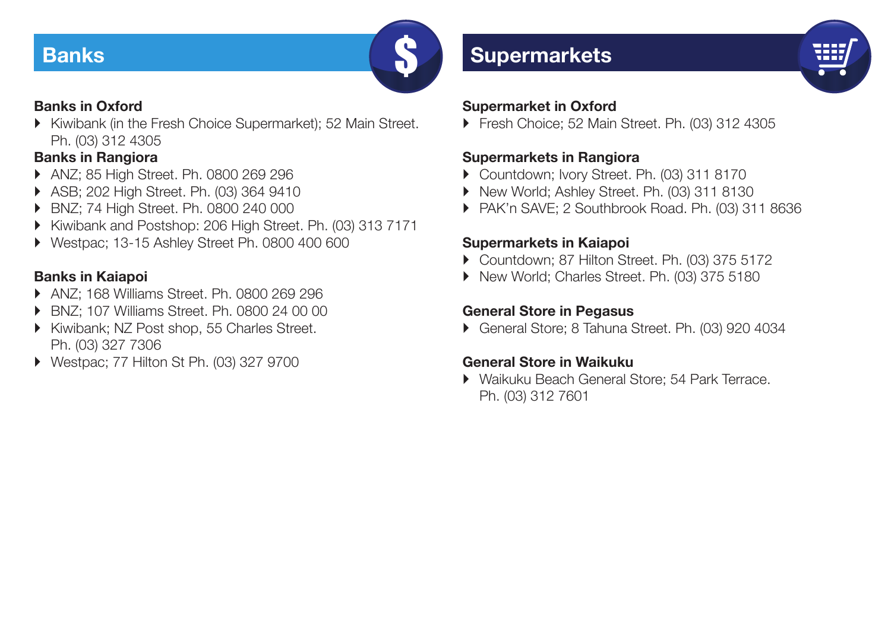## Banks

### Banks in Oxford

- Kiwibank (in the Fresh Choice Supermarket); 52 Main Street. Ph. (03) 312 4305

### Banks in Rangiora

- ANZ; 85 High Street. Ph. 0800 269 296
- ASB; 202 High Street. Ph. (03) 364 9410
- BNZ; 74 High Street. Ph. 0800 240 000
- Kiwibank and Postshop: 206 High Street. Ph. (03) 313 7171
- Westpac; 13-15 Ashley Street Ph. 0800 400 600

### Banks in Kaiapoi

- ANZ; 168 Williams Street. Ph. 0800 269 296
- BNZ; 107 Williams Street. Ph. 0800 24 00 00
- Kiwibank; NZ Post shop, 55 Charles Street. Ph. (03) 327 7306
- Westpac; 77 Hilton St Ph. (03) 327 9700

## Supermarkets

### Supermarket in Oxford

- Fresh Choice; 52 Main Street. Ph. (03) 312 4305

### Supermarkets in Rangiora

- Countdown; Ivory Street. Ph. (03) 311 8170
- New World; Ashley Street. Ph. (03) 311 8130
- PAK'n SAVE; 2 Southbrook Road. Ph. (03) 311 8636

### Supermarkets in Kaiapoi

- Countdown; 87 Hilton Street. Ph. (03) 375 5172
- New World; Charles Street. Ph. (03) 375 5180

### General Store in Pegasus

- General Store; 8 Tahuna Street. Ph. (03) 920 4034

### General Store in Waikuku

- Waikuku Beach General Store; 54 Park Terrace. Ph. (03) 312 7601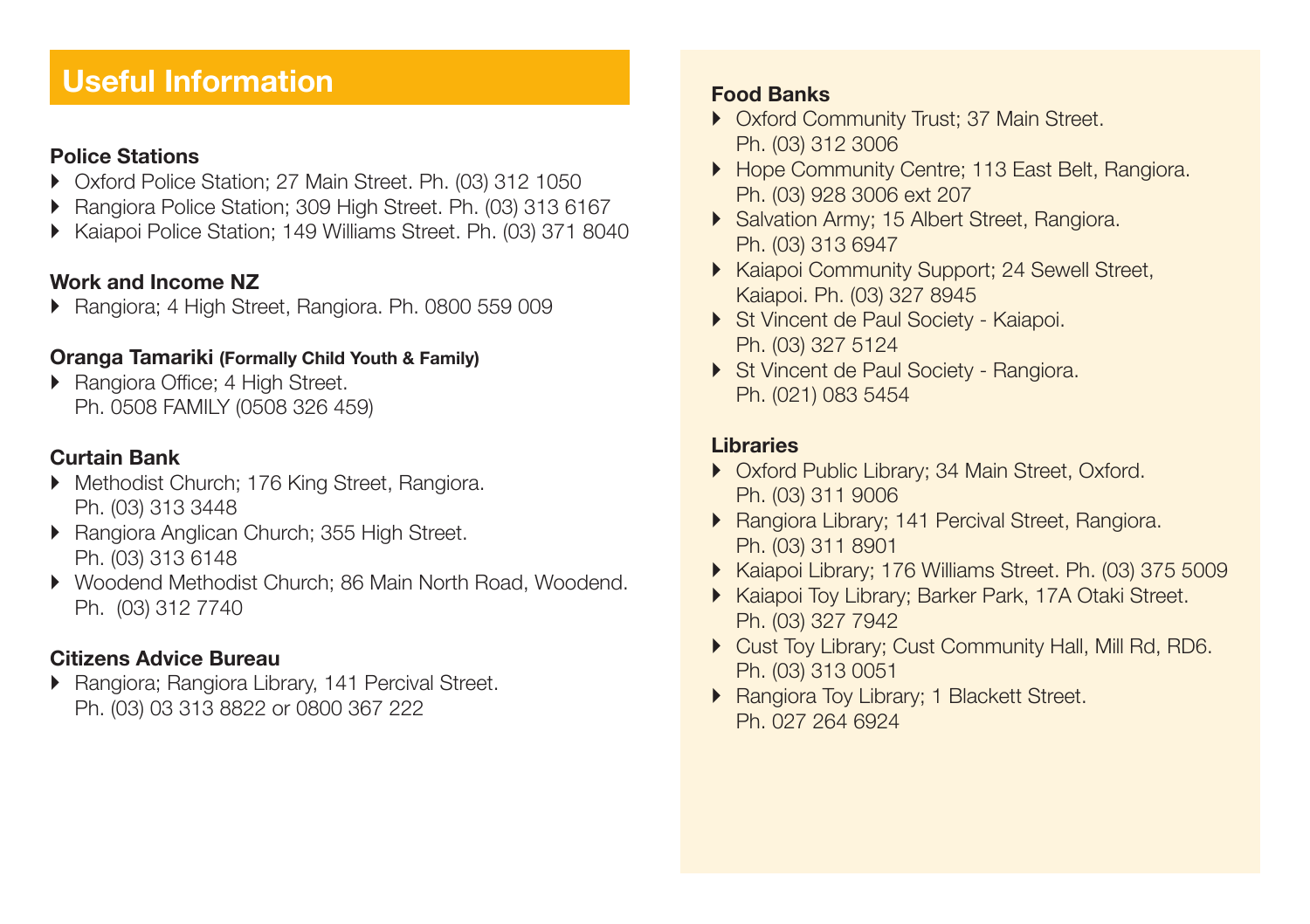## Useful Information

**Police Stations**

- Oxford Police Station; 27 Main Street. Ph. (03) 312 1050
- Rangiora Police Station; 309 High Street. Ph. (03) 313 6167
- Kaiapoi Police Station; 149 Williams Street. Ph. (03) 371 8040

**Work and Income NZ**

- Rangiora; 4 High Street, Rangiora. Ph. 0800 559 009

**Oranga Tamariki (Formally Child Youth & Family)**

- Rangiora Office; 4 High Street.
  Ph. 0508 FAMILY (0508 326 459)

**Curtain Bank**

- Methodist Church; 176 King Street, Rangiora.
  Ph. (03) 313 3448
- Rangiora Anglican Church; 355 High Street.
  Ph. (03) 313 6148
- Woodend Methodist Church; 86 Main North Road, Woodend.
  Ph. (03) 312 7740

**Citizens Advice Bureau**

- Rangiora; Rangiora Library, 141 Percival Street.
  Ph. (03) 03 313 8822 or 0800 367 222

**Food Banks**

- Oxford Community Trust; 37 Main Street.
  Ph. (03) 312 3006
- Hope Community Centre; 113 East Belt, Rangiora.
  Ph. (03) 928 3006 ext 207
- Salvation Army; 15 Albert Street, Rangiora.
  Ph. (03) 313 6947
- Kaiapoi Community Support; 24 Sewell Street,
  Kaiapoi. Ph. (03) 327 8945
- St Vincent de Paul Society - Kaiapoi.
  Ph. (03) 327 5124
- St Vincent de Paul Society - Rangiora.
  Ph. (021) 083 5454

**Libraries**

- Oxford Public Library; 34 Main Street, Oxford.
  Ph. (03) 311 9006
- Rangiora Library; 141 Percival Street, Rangiora.
  Ph. (03) 311 8901
- Kaiapoi Library; 176 Williams Street. Ph. (03) 375 5009
- Kaiapoi Toy Library; Barker Park, 17A Otaki Street.
  Ph. (03) 327 7942
- Cust Toy Library; Cust Community Hall, Mill Rd, RD6.
  Ph. (03) 313 0051
- Rangiora Toy Library; 1 Blackett Street.
  Ph. 027 264 6924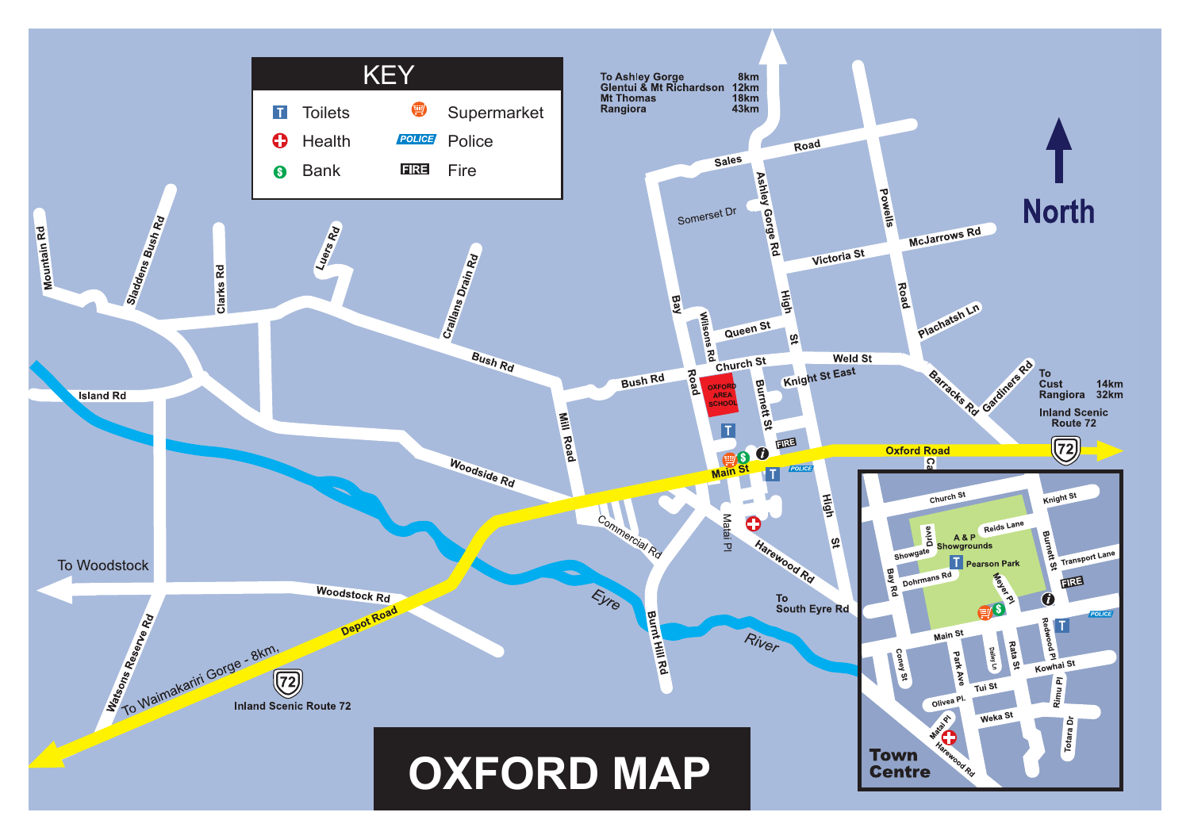# OXFORD MAP

KEY

- Toilets
- Health
- Bank
- Supermarket
- Police
- Fire

North

To Ashley Gorge 8km
Glentui & Mt Richardson 12km
Mt Thomas 18km
Rangiora 43km

To Cust 14km
Rangiora 32km
Inland Scenic Route 72

To Woodstock

To Waimakariri Gorge - 8km,
Inland Scenic Route 72

To South Eyre Rd

Mountain Rd
Sladdens Bush Rd
Clarks Rd
Luers Rd
Crallans Drain Rd
Island Rd
Bush Rd
Mill Road
Woodside Rd
Woodstock Rd
Depot Road
Watsons Reserve Rd
Commercial Rd
Burnt Hill Rd
Eyre River
Sales Road
Somerset Dr
Ashley Gorge Rd
Powells Road
McJarrows Rd
Victoria St
Bay Road
Wilsons Rd
Queen St
High St
Plachatsh Ln
Church St
Weld St
Knight St East
Burnett St
Barracks Rd
Gardiners Rd
OXFORD AREA SCHOOL
Oxford Road
Main St
Matai Pl
Harewood Rd

Town Centre

Church St
Knight St
Reids Lane
Showgate Drive
A & P Showgrounds
Pearson Park
Bay Rd
Dohrmans Rd
Burnett St
Transport Lane
Meyer Pl
Main St
Coney St
Park Ave
Dalley Ln
Rata St
Redwood Pl
Kowhai St
Tui St
Olivea Pl.
Rimu Pl
Matai Pl
Weka St
Totara Dr
Harewood Rd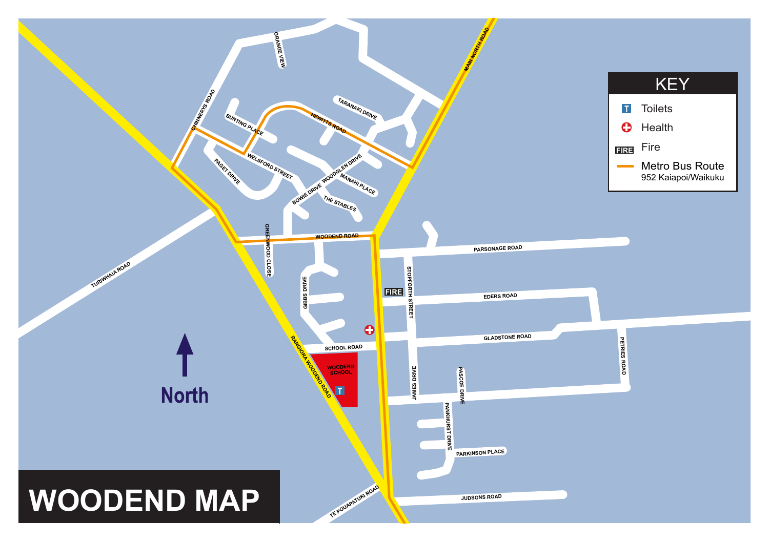# WOODEND MAP

## KEY

- T Toilets
- Health
- FIRE Fire
- Metro Bus Route
  952 Kaiapoi/Waikuku

North

GRANGE VIEW
CHINNERYS ROAD
TARANAKI DRIVE
BUNTING PLACE
HEWITTS ROAD
MAIN NORTH ROAD
WELSFORD STREET
PAGET DRIVE
WOODGLEN DRIVE
MANAHI PLACE
BOWIE DRIVE
THE STABLES
WOODEND ROAD
GREENWOOD CLOSE
PARSONAGE ROAD
TURIWHAIA ROAD
STOPFORTH STREET
GIBBS DRIVE
EDERS ROAD
GLADSTONE ROAD
SCHOOL ROAD
RANGIORA WOODEND ROAD
WOODEND SCHOOL
PETRIES ROAD
JAMES DRIVE
PASCOE DRIVE
PANKHURST DRIVE
PARKINSON PLACE
JUDSONS ROAD
TE POUAPATUKI ROAD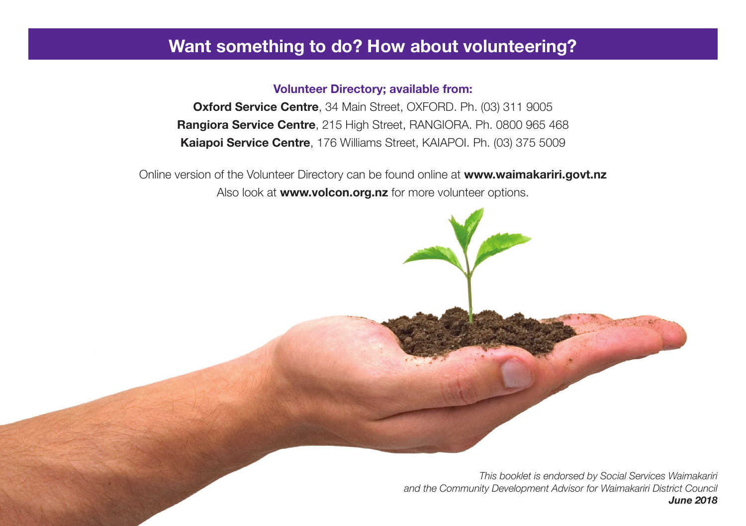## Want something to do? How about volunteering?

**Volunteer Directory; available from:**

**Oxford Service Centre**, 34 Main Street, OXFORD. Ph. (03) 311 9005
**Rangiora Service Centre**, 215 High Street, RANGIORA. Ph. 0800 965 468
**Kaiapoi Service Centre**, 176 Williams Street, KAIAPOI. Ph. (03) 375 5009

Online version of the Volunteer Directory can be found online at **www.waimakariri.govt.nz**
Also look at **www.volcon.org.nz** for more volunteer options.

*This booklet is endorsed by Social Services Waimakariri and the Community Development Advisor for Waimakariri District Council*
***June 2018***